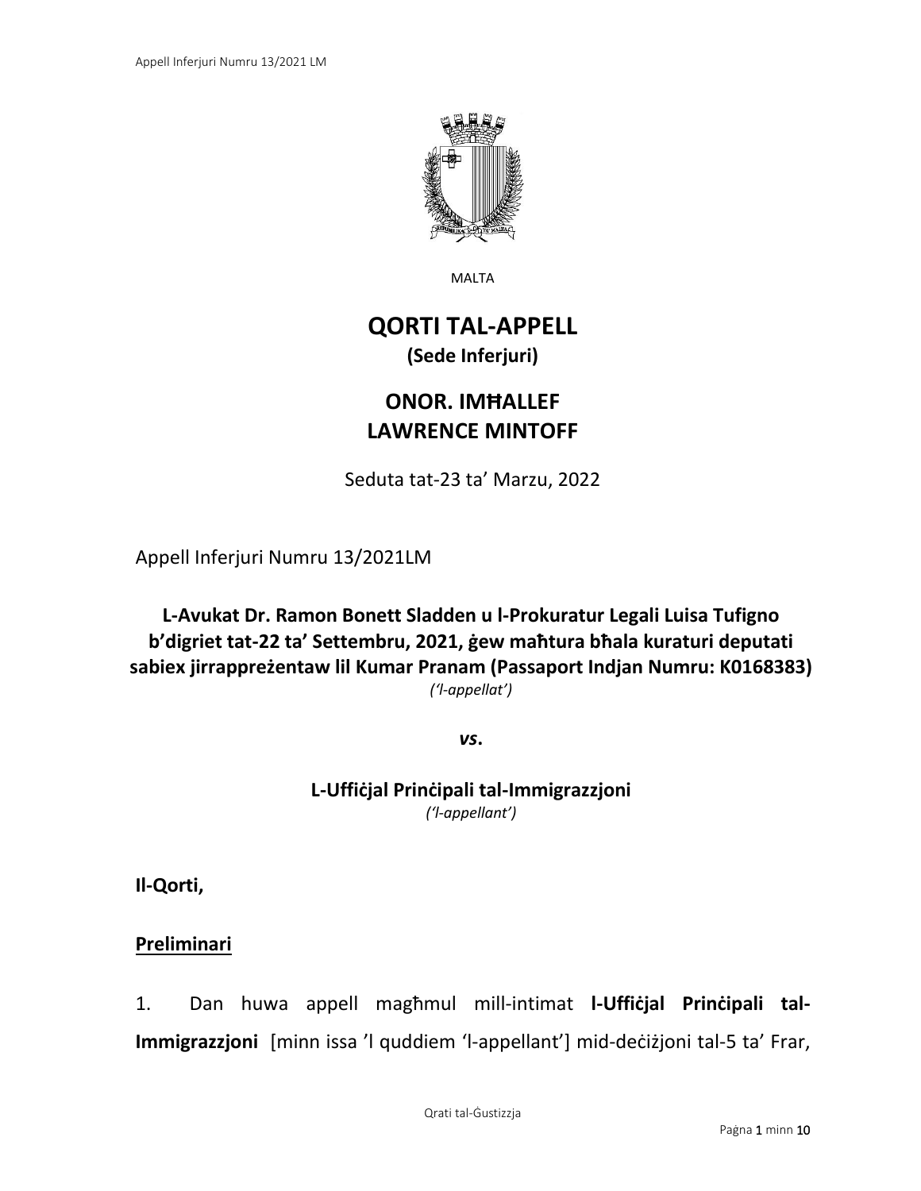MALTA

# QORTI TAL-APPELL

**(Sede Inferjuri)**

## ONOR. IMĦALLEF LAWRENCE MINTOFF

Seduta tat-23 ta' Marzu, 2022

Appell Inferjuri Numru 13/2021LM

**L-Avukat Dr. Ramon Bonett Sladden u l-Prokuratur Legali Luisa Tufigno b'digriet tat-22 ta' Settembru, 2021, ġew maħtura bħala kuraturi deputati sabiex jirrappreżentaw lil Kumar Pranam (Passaport Indjan Numru: K0168383)**

*('l-appellat')*

***vs.***

**L-Uffiċjal Prinċipali tal-Immigrazzjoni**

*('l-appellant')*

**Il-Qorti,**

**Preliminari**

1. Dan huwa appell magħmul mill-intimat **l-Uffiċjal Prinċipali tal-Immigrazzjoni** [minn issa 'l quddiem 'l-appellant'] mid-deċiżjoni tal-5 ta' Frar,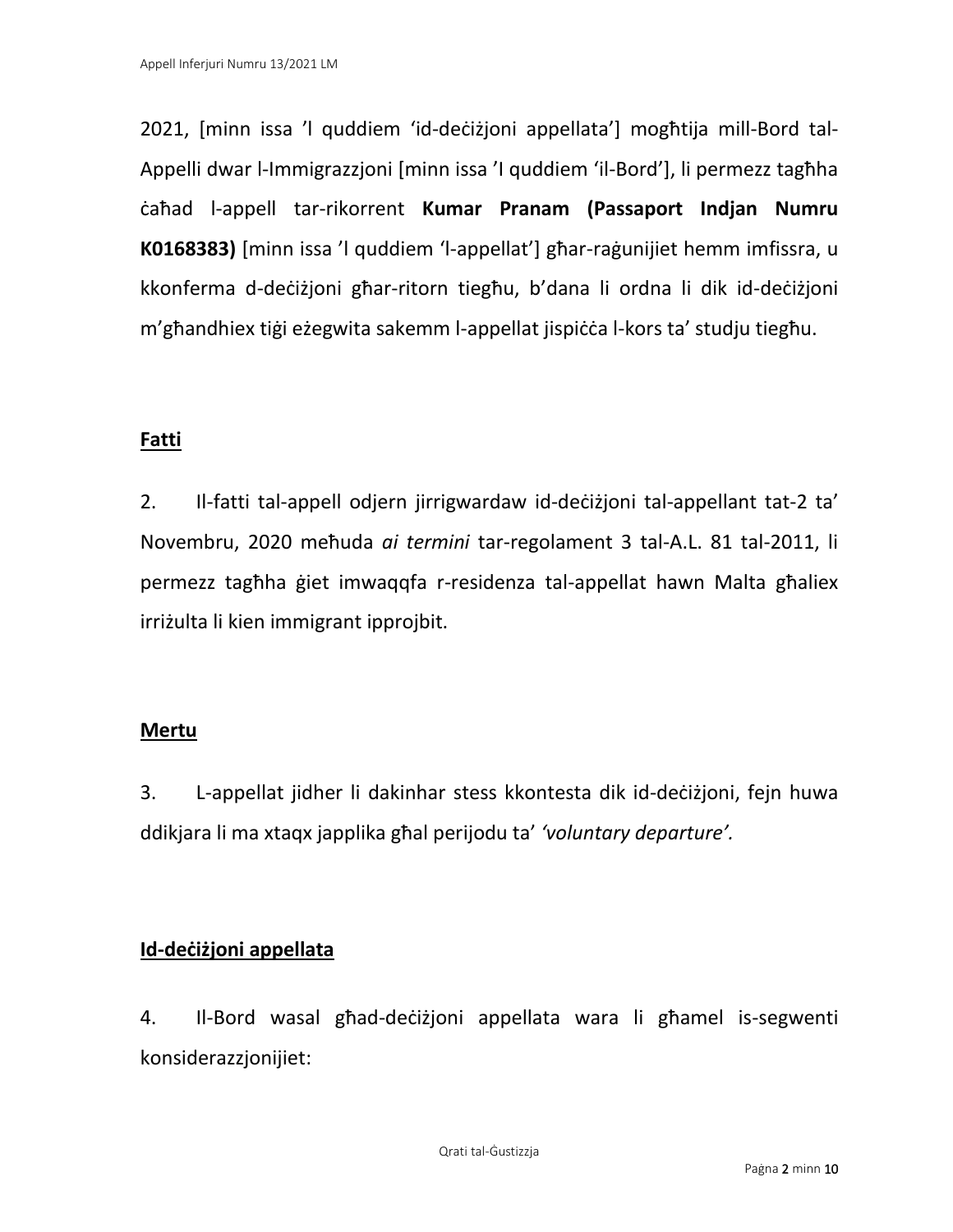2021, [minn issa 'l quddiem 'id-deċiżjoni appellata'] mogħtija mill-Bord tal-Appelli dwar l-Immigrazzjoni [minn issa 'l quddiem 'il-Bord'], li permezz tagħha ċaħad l-appell tar-rikorrent **Kumar Pranam (Passaport Indjan Numru K0168383)** [minn issa 'l quddiem 'l-appellat'] għar-raġunijiet hemm imfissra, u kkonferma d-deċiżjoni għar-ritorn tiegħu, b'dana li ordna li dik id-deċiżjoni m'għandhiex tiġi eżegwita sakemm l-appellat jispiċċa l-kors ta' studju tiegħu.

## Fatti

2. Il-fatti tal-appell odjern jirrigwardaw id-deċiżjoni tal-appellant tat-2 ta' Novembru, 2020 meħuda *ai termini* tar-regolament 3 tal-A.L. 81 tal-2011, li permezz tagħha ġiet imwaqqfa r-residenza tal-appellat hawn Malta għaliex irriżulta li kien immigrant ipprojbit.

## Mertu

3. L-appellat jidher li dakinhar stess kkontesta dik id-deċiżjoni, fejn huwa ddikjara li ma xtaqx japplika għal perijodu ta' *'voluntary departure'.*

## Id-deċiżjoni appellata

4. Il-Bord wasal għad-deċiżjoni appellata wara li għamel is-segwenti konsiderazzjonijiet: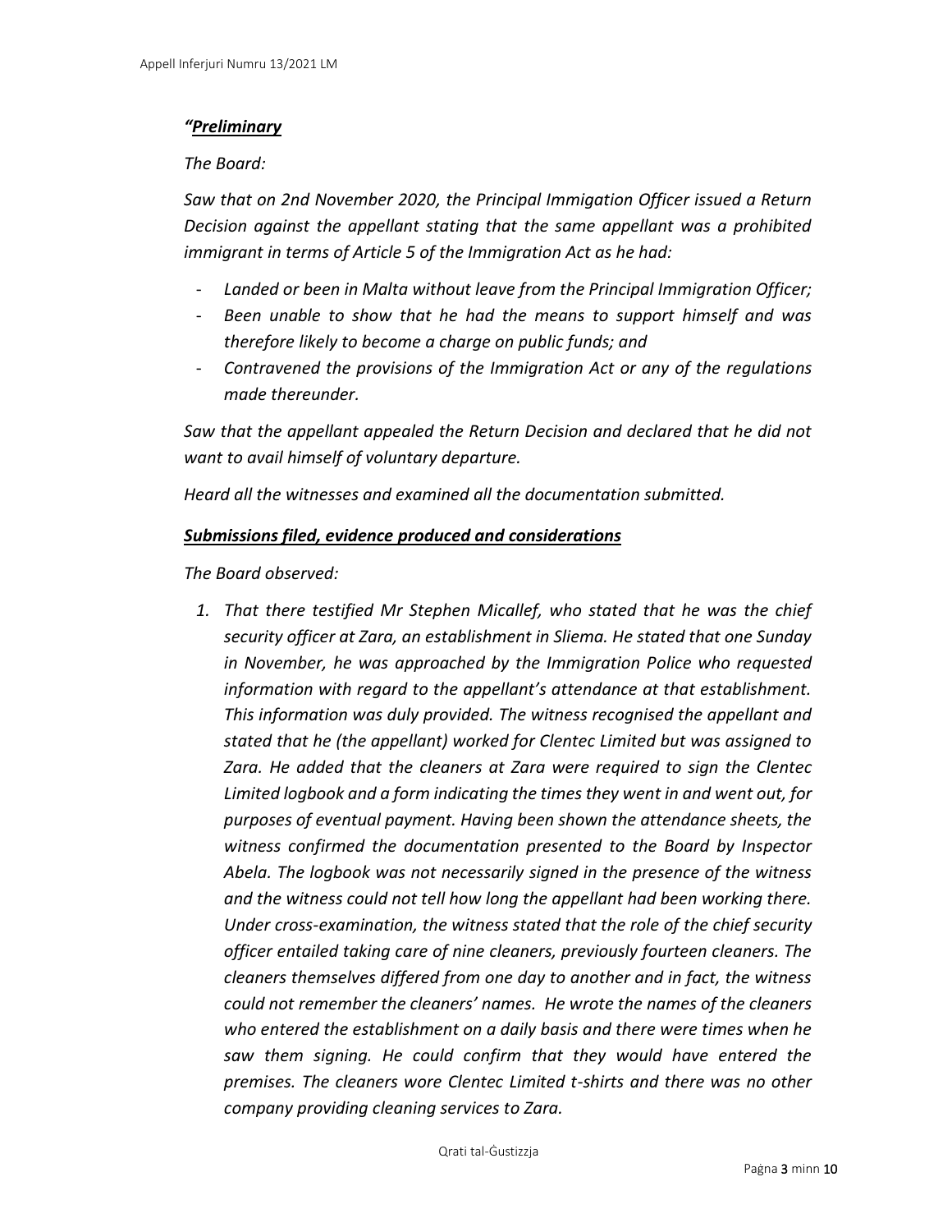*"**Preliminary***

*The Board:*

*Saw that on 2nd November 2020, the Principal Immigation Officer issued a Return Decision against the appellant stating that the same appellant was a prohibited immigrant in terms of Article 5 of the Immigration Act as he had:*

- *Landed or been in Malta without leave from the Principal Immigration Officer;*
- *Been unable to show that he had the means to support himself and was therefore likely to become a charge on public funds; and*
- *Contravened the provisions of the Immigration Act or any of the regulations made thereunder.*

*Saw that the appellant appealed the Return Decision and declared that he did not want to avail himself of voluntary departure.*

*Heard all the witnesses and examined all the documentation submitted.*

***Submissions filed, evidence produced and considerations***

*The Board observed:*

1. *That there testified Mr Stephen Micallef, who stated that he was the chief security officer at Zara, an establishment in Sliema. He stated that one Sunday in November, he was approached by the Immigration Police who requested information with regard to the appellant's attendance at that establishment. This information was duly provided. The witness recognised the appellant and stated that he (the appellant) worked for Clentec Limited but was assigned to Zara. He added that the cleaners at Zara were required to sign the Clentec Limited logbook and a form indicating the times they went in and went out, for purposes of eventual payment. Having been shown the attendance sheets, the witness confirmed the documentation presented to the Board by Inspector Abela. The logbook was not necessarily signed in the presence of the witness and the witness could not tell how long the appellant had been working there. Under cross-examination, the witness stated that the role of the chief security officer entailed taking care of nine cleaners, previously fourteen cleaners. The cleaners themselves differed from one day to another and in fact, the witness could not remember the cleaners' names. He wrote the names of the cleaners who entered the establishment on a daily basis and there were times when he saw them signing. He could confirm that they would have entered the premises. The cleaners wore Clentec Limited t-shirts and there was no other company providing cleaning services to Zara.*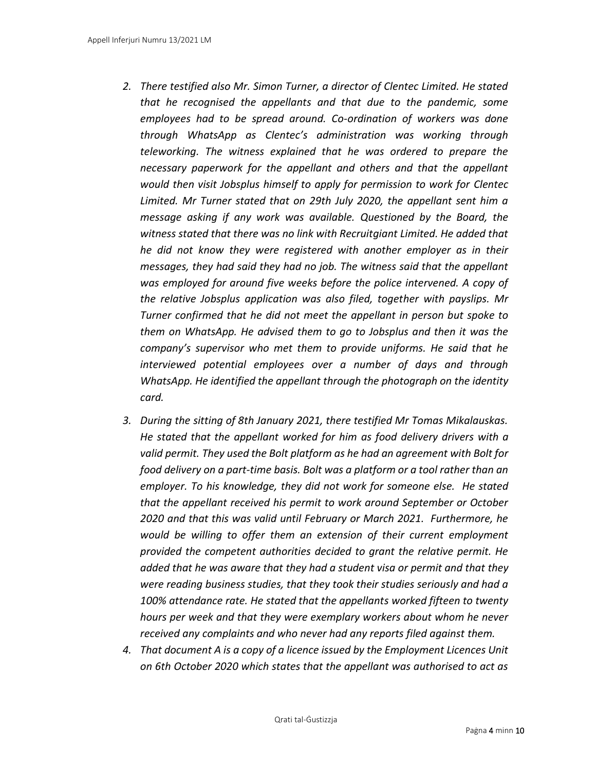2. *There testified also Mr. Simon Turner, a director of Clentec Limited. He stated that he recognised the appellants and that due to the pandemic, some employees had to be spread around. Co-ordination of workers was done through WhatsApp as Clentec's administration was working through teleworking. The witness explained that he was ordered to prepare the necessary paperwork for the appellant and others and that the appellant would then visit Jobsplus himself to apply for permission to work for Clentec Limited. Mr Turner stated that on 29th July 2020, the appellant sent him a message asking if any work was available. Questioned by the Board, the witness stated that there was no link with Recruitgiant Limited. He added that he did not know they were registered with another employer as in their messages, they had said they had no job. The witness said that the appellant was employed for around five weeks before the police intervened. A copy of the relative Jobsplus application was also filed, together with payslips. Mr Turner confirmed that he did not meet the appellant in person but spoke to them on WhatsApp. He advised them to go to Jobsplus and then it was the company's supervisor who met them to provide uniforms. He said that he interviewed potential employees over a number of days and through WhatsApp. He identified the appellant through the photograph on the identity card.*
3. *During the sitting of 8th January 2021, there testified Mr Tomas Mikalauskas. He stated that the appellant worked for him as food delivery drivers with a valid permit. They used the Bolt platform as he had an agreement with Bolt for food delivery on a part-time basis. Bolt was a platform or a tool rather than an employer. To his knowledge, they did not work for someone else. He stated that the appellant received his permit to work around September or October 2020 and that this was valid until February or March 2021. Furthermore, he would be willing to offer them an extension of their current employment provided the competent authorities decided to grant the relative permit. He added that he was aware that they had a student visa or permit and that they were reading business studies, that they took their studies seriously and had a 100% attendance rate. He stated that the appellants worked fifteen to twenty hours per week and that they were exemplary workers about whom he never received any complaints and who never had any reports filed against them.*
4. *That document A is a copy of a licence issued by the Employment Licences Unit on 6th October 2020 which states that the appellant was authorised to act as*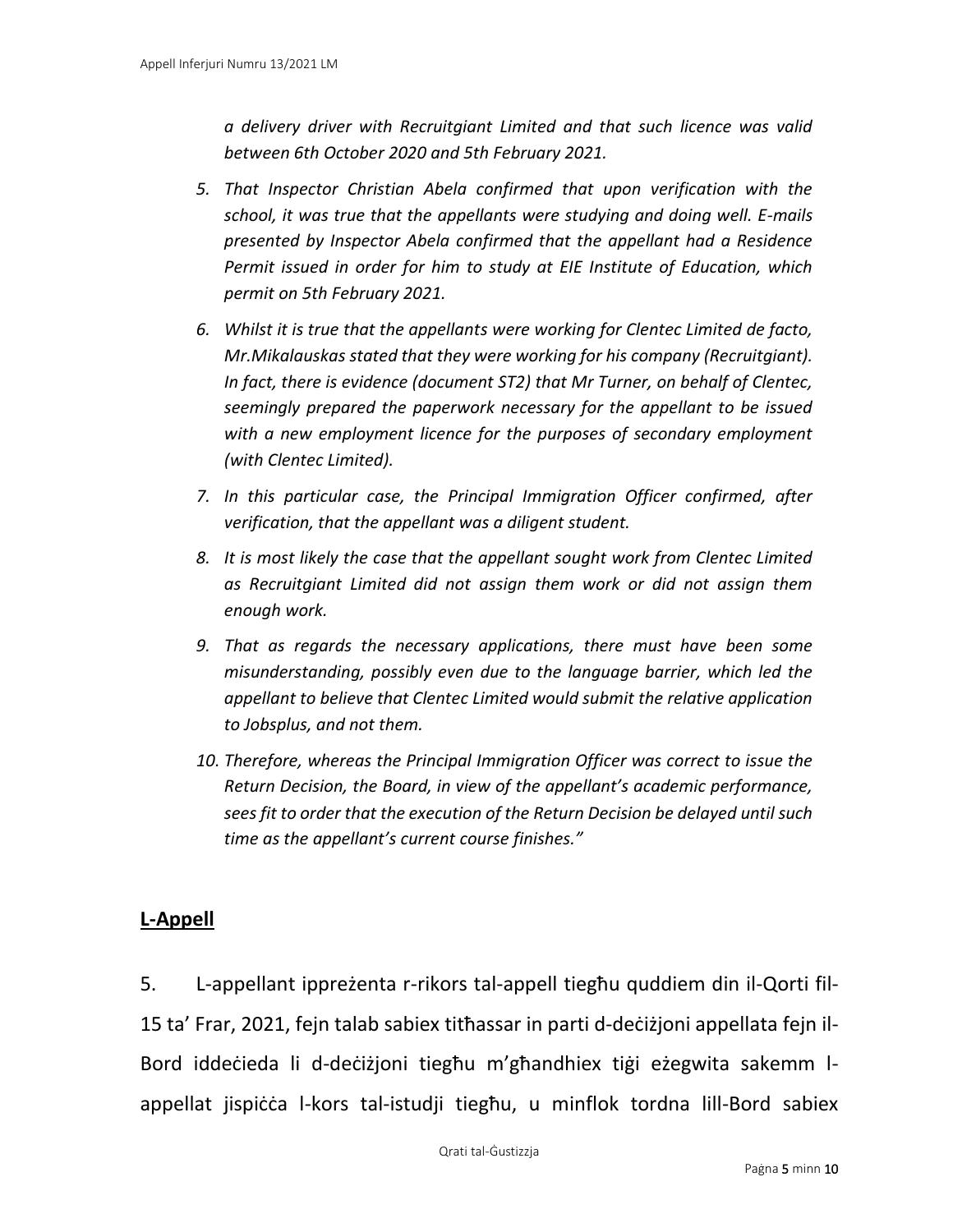*a delivery driver with Recruitgiant Limited and that such licence was valid between 6th October 2020 and 5th February 2021.*

5. *That Inspector Christian Abela confirmed that upon verification with the school, it was true that the appellants were studying and doing well. E-mails presented by Inspector Abela confirmed that the appellant had a Residence Permit issued in order for him to study at EIE Institute of Education, which permit on 5th February 2021.*
6. *Whilst it is true that the appellants were working for Clentec Limited de facto, Mr.Mikalauskas stated that they were working for his company (Recruitgiant). In fact, there is evidence (document ST2) that Mr Turner, on behalf of Clentec, seemingly prepared the paperwork necessary for the appellant to be issued with a new employment licence for the purposes of secondary employment (with Clentec Limited).*
7. *In this particular case, the Principal Immigration Officer confirmed, after verification, that the appellant was a diligent student.*
8. *It is most likely the case that the appellant sought work from Clentec Limited as Recruitgiant Limited did not assign them work or did not assign them enough work.*
9. *That as regards the necessary applications, there must have been some misunderstanding, possibly even due to the language barrier, which led the appellant to believe that Clentec Limited would submit the relative application to Jobsplus, and not them.*
10. *Therefore, whereas the Principal Immigration Officer was correct to issue the Return Decision, the Board, in view of the appellant's academic performance, sees fit to order that the execution of the Return Decision be delayed until such time as the appellant's current course finishes."*

## L-Appell

5. L-appellant ippreżenta r-rikors tal-appell tiegħu quddiem din il-Qorti fil-15 ta' Frar, 2021, fejn talab sabiex titħassar in parti d-deċiżjoni appellata fejn il-Bord iddeċieda li d-deċiżjoni tiegħu m'għandhiex tiġi eżegwita sakemm l-appellat jispiċċa l-kors tal-istudji tiegħu, u minflok tordna lill-Bord sabiex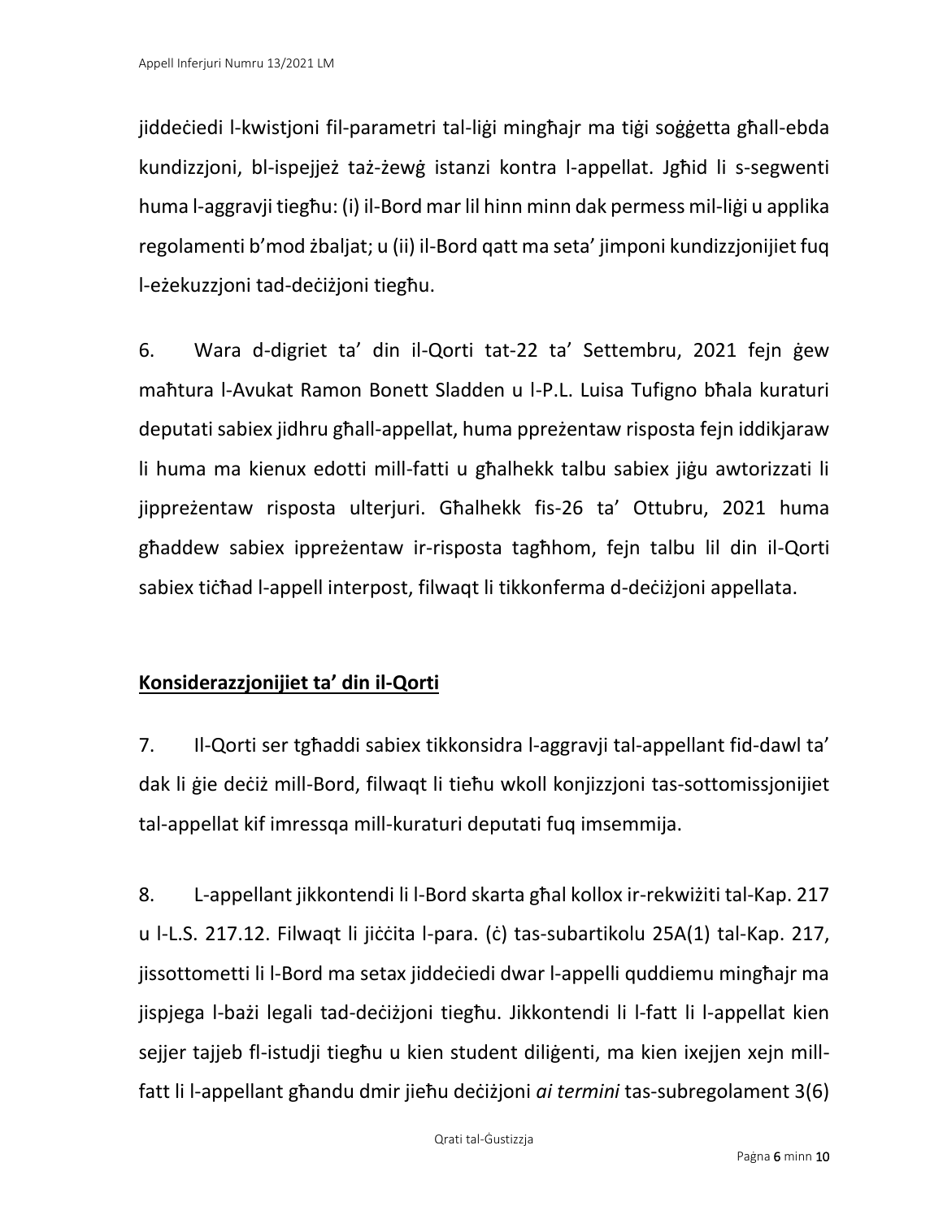jiddeċiedi l-kwistjoni fil-parametri tal-liġi mingħajr ma tiġi soġġetta għall-ebda kundizzjoni, bl-ispejjeż taż-żewġ istanzi kontra l-appellat. Jgħid li s-segwenti huma l-aggravji tiegħu: (i) il-Bord mar lil hinn minn dak permess mil-liġi u applika regolamenti b'mod żbaljat; u (ii) il-Bord qatt ma seta' jimponi kundizzjonijiet fuq l-eżekuzzjoni tad-deċiżjoni tiegħu.

6. Wara d-digriet ta' din il-Qorti tat-22 ta' Settembru, 2021 fejn ġew maħtura l-Avukat Ramon Bonett Sladden u l-P.L. Luisa Tufigno bħala kuraturi deputati sabiex jidhru għall-appellat, huma ppreżentaw risposta fejn iddikjaraw li huma ma kienux edotti mill-fatti u għalhekk talbu sabiex jiġu awtorizzati li jippreżentaw risposta ulterjuri. Għalhekk fis-26 ta' Ottubru, 2021 huma għaddew sabiex ippreżentaw ir-risposta tagħhom, fejn talbu lil din il-Qorti sabiex tiċħad l-appell interpost, filwaqt li tikkonferma d-deċiżjoni appellata.

## Konsiderazzjonijiet ta' din il-Qorti

7. Il-Qorti ser tgħaddi sabiex tikkonsidra l-aggravji tal-appellant fid-dawl ta' dak li ġie deċiż mill-Bord, filwaqt li tieħu wkoll konjizzjoni tas-sottomissjonijiet tal-appellat kif imressqa mill-kuraturi deputati fuq imsemmija.

8. L-appellant jikkontendi li l-Bord skarta għal kollox ir-rekwiżiti tal-Kap. 217 u l-L.S. 217.12. Filwaqt li jiċċita l-para. (ċ) tas-subartikolu 25A(1) tal-Kap. 217, jissottometti li l-Bord ma setax jiddeċiedi dwar l-appelli quddiemu mingħajr ma jispjega l-bażi legali tad-deċiżjoni tiegħu. Jikkontendi li l-fatt li l-appellat kien sejjer tajjeb fl-istudji tiegħu u kien student diliġenti, ma kien ixejjen xejn mill-fatt li l-appellant għandu dmir jieħu deċiżjoni *ai termini* tas-subregolament 3(6)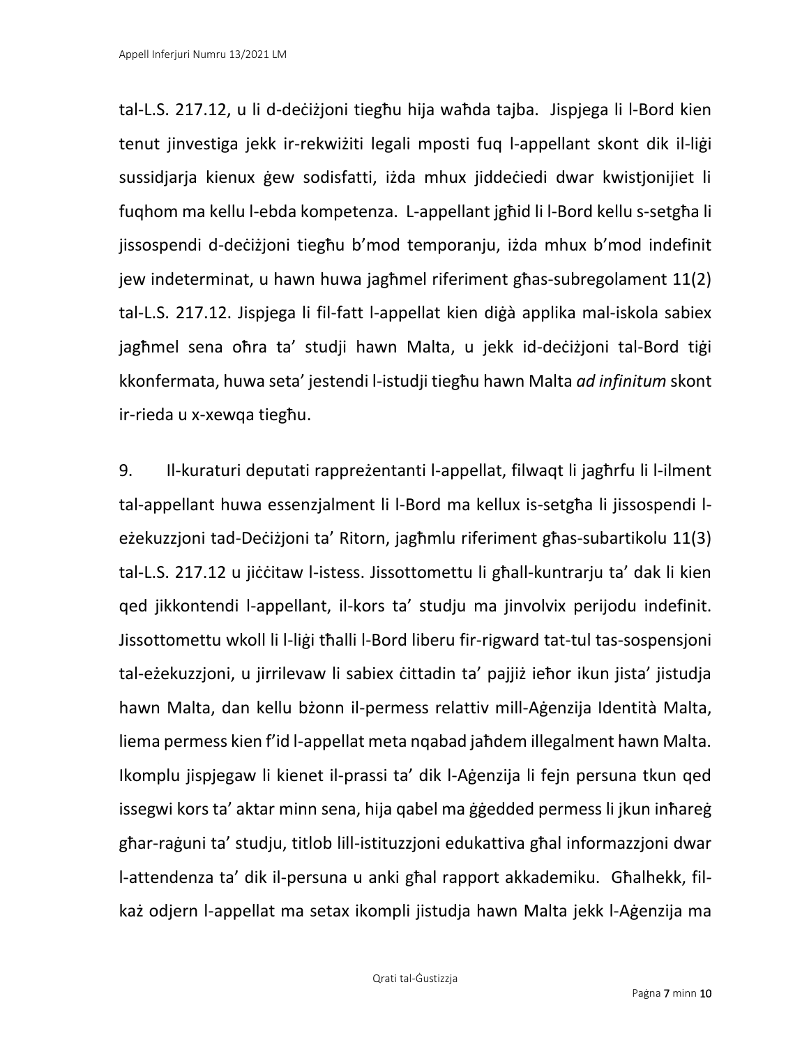tal-L.S. 217.12, u li d-deċiżjoni tiegħu hija waħda tajba. Jispjega li l-Bord kien tenut jinvestiga jekk ir-rekwiżiti legali mposti fuq l-appellant skont dik il-liġi sussidjarja kienux ġew sodisfatti, iżda mhux jiddeċiedi dwar kwistjonijiet li fuqhom ma kellu l-ebda kompetenza. L-appellant jgħid li l-Bord kellu s-setgħa li jissospendi d-deċiżjoni tiegħu b'mod temporanju, iżda mhux b'mod indefinit jew indeterminat, u hawn huwa jagħmel riferiment għas-subregolament 11(2) tal-L.S. 217.12. Jispjega li fil-fatt l-appellat kien diġà applika mal-iskola sabiex jagħmel sena oħra ta' studji hawn Malta, u jekk id-deċiżjoni tal-Bord tiġi kkonfermata, huwa seta' jestendi l-istudji tiegħu hawn Malta *ad infinitum* skont ir-rieda u x-xewqa tiegħu.

9. Il-kuraturi deputati rappreżentanti l-appellat, filwaqt li jagħrfu li l-ilment tal-appellant huwa essenzjalment li l-Bord ma kellux is-setgħa li jissospendi l-eżekuzzjoni tad-Deċiżjoni ta' Ritorn, jagħmlu riferiment għas-subartikolu 11(3) tal-L.S. 217.12 u jiċċitaw l-istess. Jissottomettu li għall-kuntrarju ta' dak li kien qed jikkontendi l-appellant, il-kors ta' studju ma jinvolvix perijodu indefinit. Jissottomettu wkoll li l-liġi tħalli l-Bord liberu fir-rigward tat-tul tas-sospensjoni tal-eżekuzzjoni, u jirrilevaw li sabiex ċittadin ta' pajjiż ieħor ikun jista' jistudja hawn Malta, dan kellu bżonn il-permess relattiv mill-Aġenzija Identità Malta, liema permess kien f'id l-appellat meta nqabad jaħdem illegalment hawn Malta. Ikomplu jispjegaw li kienet il-prassi ta' dik l-Aġenzija li fejn persuna tkun qed issegwi kors ta' aktar minn sena, hija qabel ma ġġedded permess li jkun inħareġ għar-raġuni ta' studju, titlob lill-istituzzjoni edukattiva għal informazzjoni dwar l-attendenza ta' dik il-persuna u anki għal rapport akkademiku. Għalhekk, fil-każ odjern l-appellat ma setax ikompli jistudja hawn Malta jekk l-Aġenzija ma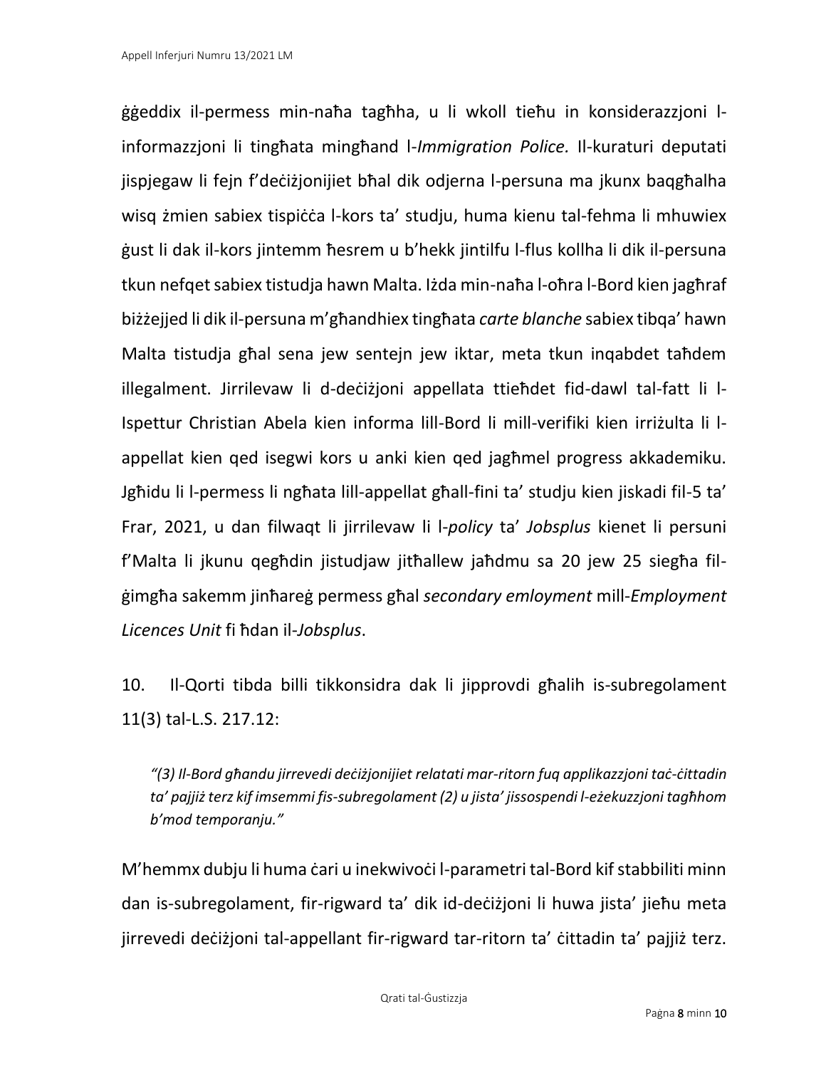ġġeddix il-permess min-naħa tagħha, u li wkoll tieħu in konsiderazzjoni l-informazzjoni li tingħata mingħand l-*Immigration Police.* Il-kuraturi deputati jispjegaw li fejn f'deċiżjonijiet bħal dik odjerna l-persuna ma jkunx baqgħalha wisq żmien sabiex tispiċċa l-kors ta' studju, huma kienu tal-fehma li mhuwiex ġust li dak il-kors jintemm ħesrem u b'hekk jintilfu l-flus kollha li dik il-persuna tkun nefqet sabiex tistudja hawn Malta. Iżda min-naħa l-oħra l-Bord kien jagħraf biżżejjed li dik il-persuna m'għandhiex tingħata *carte blanche* sabiex tibqa' hawn Malta tistudja għal sena jew sentejn jew iktar, meta tkun inqabdet taħdem illegalment. Jirrilevaw li d-deċiżjoni appellata ttieħdet fid-dawl tal-fatt li l-Ispettur Christian Abela kien informa lill-Bord li mill-verifiki kien irriżulta li l-appellat kien qed isegwi kors u anki kien qed jagħmel progress akkademiku. Jgħidu li l-permess li ngħata lill-appellat għall-fini ta' studju kien jiskadi fil-5 ta' Frar, 2021, u dan filwaqt li jirrilevaw li l-*policy* ta' *Jobsplus* kienet li persuni f'Malta li jkunu qegħdin jistudjaw jitħallew jaħdmu sa 20 jew 25 siegħa fil-ġimgħa sakemm jinħareġ permess għal *secondary emloyment* mill-*Employment Licences Unit* fi ħdan il-*Jobsplus*.

10. Il-Qorti tibda billi tikkonsidra dak li jipprovdi għalih is-subregolament 11(3) tal-L.S. 217.12:

> *"(3) Il-Bord għandu jirrevedi deċiżjonijiet relatati mar-ritorn fuq applikazzjoni taċ-ċittadin ta' pajjiż terz kif imsemmi fis-subregolament (2) u jista' jissospendi l-eżekuzzjoni tagħhom b'mod temporanju."*

M'hemmx dubju li huma ċari u inekwivoċi l-parametri tal-Bord kif stabbiliti minn dan is-subregolament, fir-rigward ta' dik id-deċiżjoni li huwa jista' jieħu meta jirrevedi deċiżjoni tal-appellant fir-rigward tar-ritorn ta' ċittadin ta' pajjiż terz.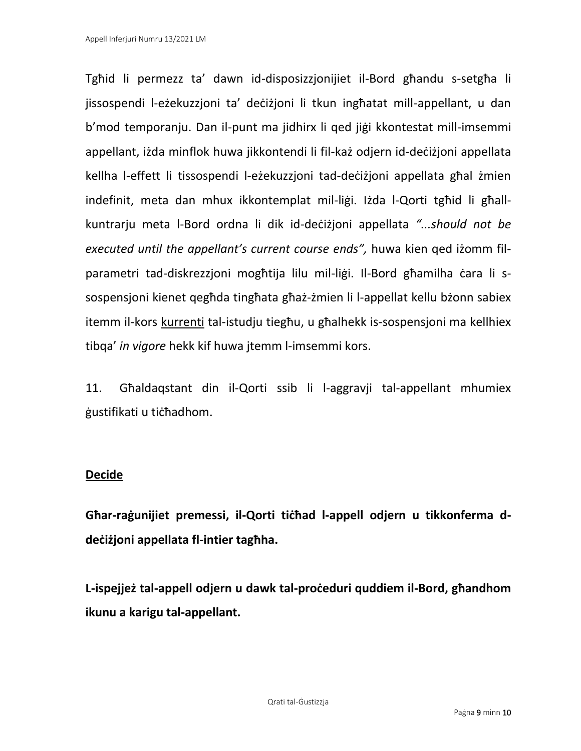Tgħid li permezz ta' dawn id-disposizzjonijiet il-Bord għandu s-setgħa li jissospendi l-eżekuzzjoni ta' deċiżjoni li tkun ingħatat mill-appellant, u dan b'mod temporanju. Dan il-punt ma jidhirx li qed jiġi kkontestat mill-imsemmi appellant, iżda minflok huwa jikkontendi li fil-każ odjern id-deċiżjoni appellata kellha l-effett li tissospendi l-eżekuzzjoni tad-deċiżjoni appellata għal żmien indefinit, meta dan mhux ikkontemplat mil-liġi. Iżda l-Qorti tgħid li għall-kuntrarju meta l-Bord ordna li dik id-deċiżjoni appellata *"...should not be executed until the appellant's current course ends",* huwa kien qed iżomm fil-parametri tad-diskrezzjoni mogħtija lilu mil-liġi. Il-Bord għamilha ċara li s-sospensjoni kienet qegħda tingħata għaż-żmien li l-appellat kellu bżonn sabiex itemm il-kors <u>kurrenti</u> tal-istudju tiegħu, u għalhekk is-sospensjoni ma kellhiex tibqa' *in vigore* hekk kif huwa jtemm l-imsemmi kors.

11. Għaldaqstant din il-Qorti ssib li l-aggravji tal-appellant mhumiex ġustifikati u tiċħadhom.

## <u>Decide</u>

**Għar-raġunijiet premessi, il-Qorti tiċħad l-appell odjern u tikkonferma d-deċiżjoni appellata fl-intier tagħha.**

**L-ispejjeż tal-appell odjern u dawk tal-proċeduri quddiem il-Bord, għandhom ikunu a karigu tal-appellant.**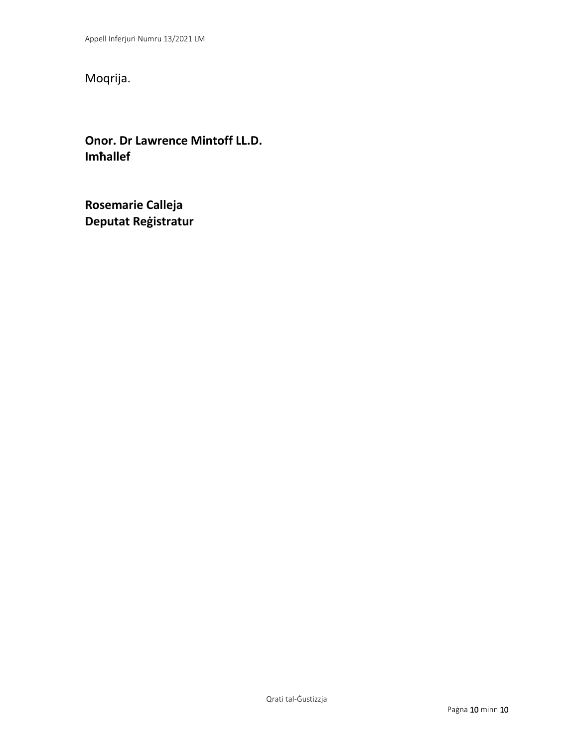Moqrija.

**Onor. Dr Lawrence Mintoff LL.D.**
**Imħallef**

**Rosemarie Calleja**
**Deputat Reġistratur**